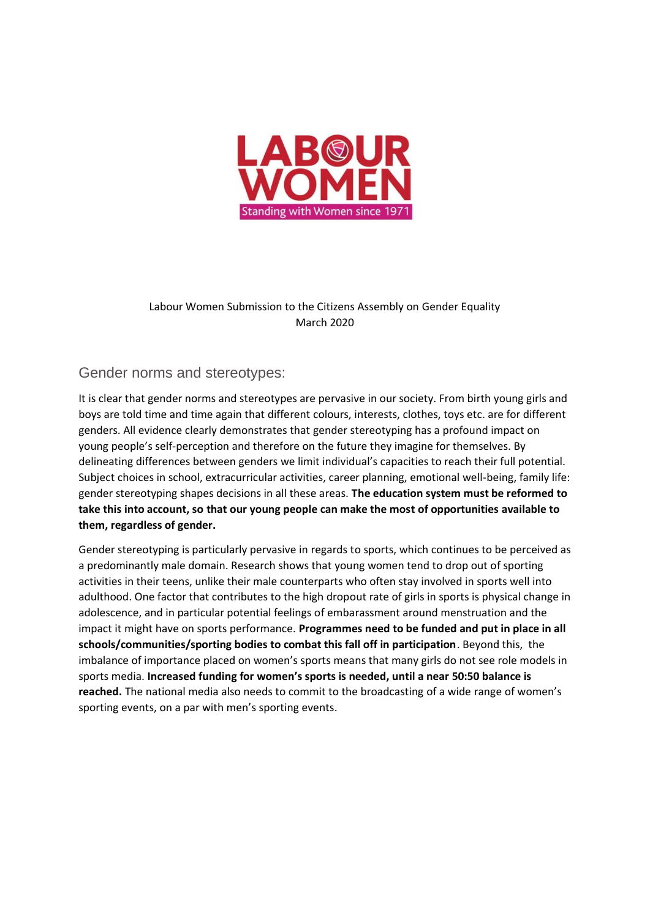LABOUR WOMEN

Standing with Women since 1971

Labour Women Submission to the Citizens Assembly on Gender Equality
March 2020

## Gender norms and stereotypes:

It is clear that gender norms and stereotypes are pervasive in our society. From birth young girls and boys are told time and time again that different colours, interests, clothes, toys etc. are for different genders. All evidence clearly demonstrates that gender stereotyping has a profound impact on young people's self-perception and therefore on the future they imagine for themselves. By delineating differences between genders we limit individual's capacities to reach their full potential. Subject choices in school, extracurricular activities, career planning, emotional well-being, family life: gender stereotyping shapes decisions in all these areas. **The education system must be reformed to take this into account, so that our young people can make the most of opportunities available to them, regardless of gender.**

Gender stereotyping is particularly pervasive in regards to sports, which continues to be perceived as a predominantly male domain. Research shows that young women tend to drop out of sporting activities in their teens, unlike their male counterparts who often stay involved in sports well into adulthood. One factor that contributes to the high dropout rate of girls in sports is physical change in adolescence, and in particular potential feelings of embarassment around menstruation and the impact it might have on sports performance. **Programmes need to be funded and put in place in all schools/communities/sporting bodies to combat this fall off in participation**. Beyond this, the imbalance of importance placed on women's sports means that many girls do not see role models in sports media. **Increased funding for women's sports is needed, until a near 50:50 balance is reached.** The national media also needs to commit to the broadcasting of a wide range of women's sporting events, on a par with men's sporting events.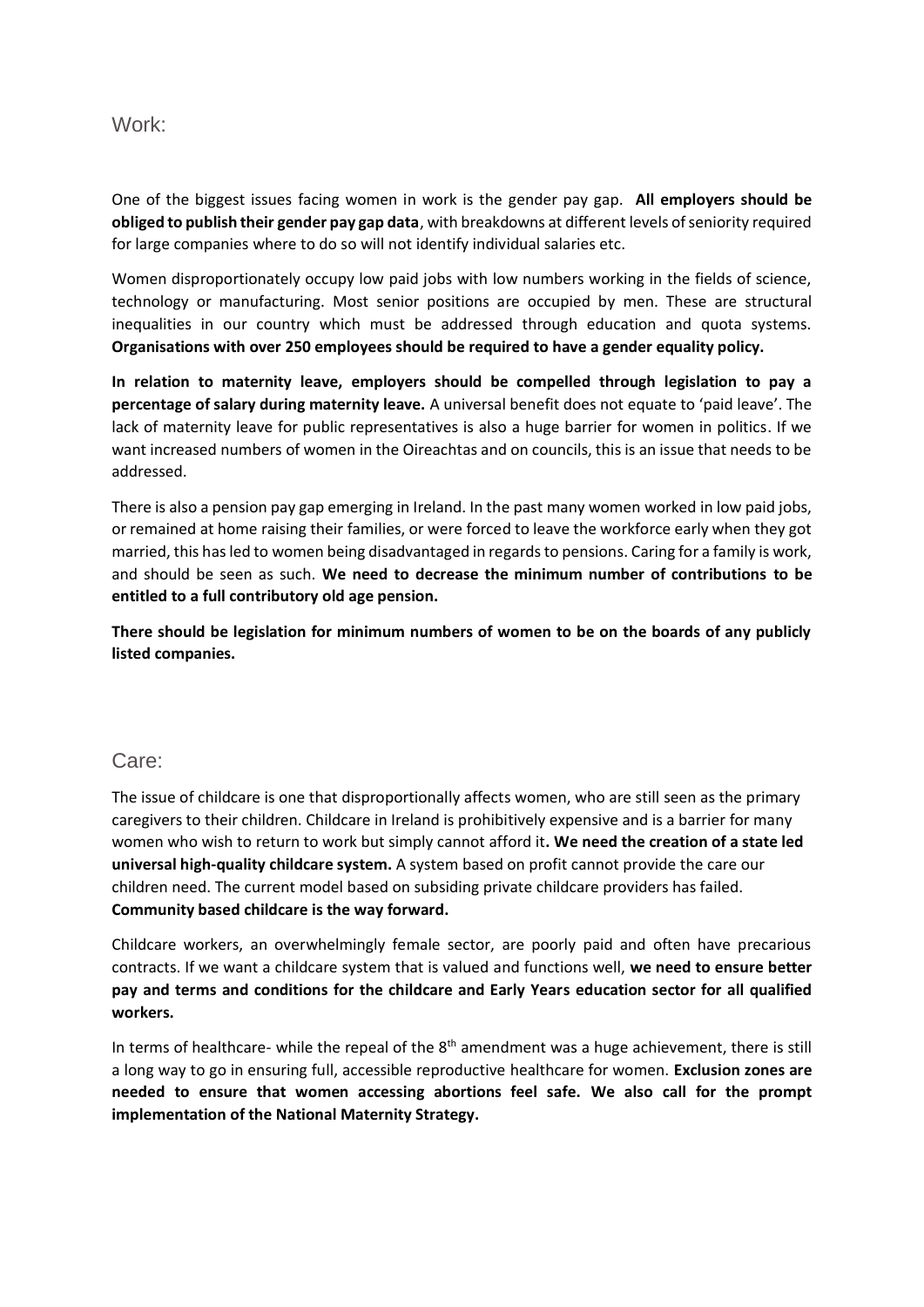## Work:

One of the biggest issues facing women in work is the gender pay gap. **All employers should be obliged to publish their gender pay gap data**, with breakdowns at different levels of seniority required for large companies where to do so will not identify individual salaries etc.

Women disproportionately occupy low paid jobs with low numbers working in the fields of science, technology or manufacturing. Most senior positions are occupied by men. These are structural inequalities in our country which must be addressed through education and quota systems. **Organisations with over 250 employees should be required to have a gender equality policy.**

**In relation to maternity leave, employers should be compelled through legislation to pay a percentage of salary during maternity leave.** A universal benefit does not equate to 'paid leave'. The lack of maternity leave for public representatives is also a huge barrier for women in politics. If we want increased numbers of women in the Oireachtas and on councils, this is an issue that needs to be addressed.

There is also a pension pay gap emerging in Ireland. In the past many women worked in low paid jobs, or remained at home raising their families, or were forced to leave the workforce early when they got married, this has led to women being disadvantaged in regards to pensions. Caring for a family is work, and should be seen as such. **We need to decrease the minimum number of contributions to be entitled to a full contributory old age pension.**

**There should be legislation for minimum numbers of women to be on the boards of any publicly listed companies.**

## Care:

The issue of childcare is one that disproportionally affects women, who are still seen as the primary caregivers to their children. Childcare in Ireland is prohibitively expensive and is a barrier for many women who wish to return to work but simply cannot afford it**. We need the creation of a state led universal high-quality childcare system.** A system based on profit cannot provide the care our children need. The current model based on subsiding private childcare providers has failed. **Community based childcare is the way forward.**

Childcare workers, an overwhelmingly female sector, are poorly paid and often have precarious contracts. If we want a childcare system that is valued and functions well, **we need to ensure better pay and terms and conditions for the childcare and Early Years education sector for all qualified workers.**

In terms of healthcare- while the repeal of the 8th amendment was a huge achievement, there is still a long way to go in ensuring full, accessible reproductive healthcare for women. **Exclusion zones are needed to ensure that women accessing abortions feel safe. We also call for the prompt implementation of the National Maternity Strategy.**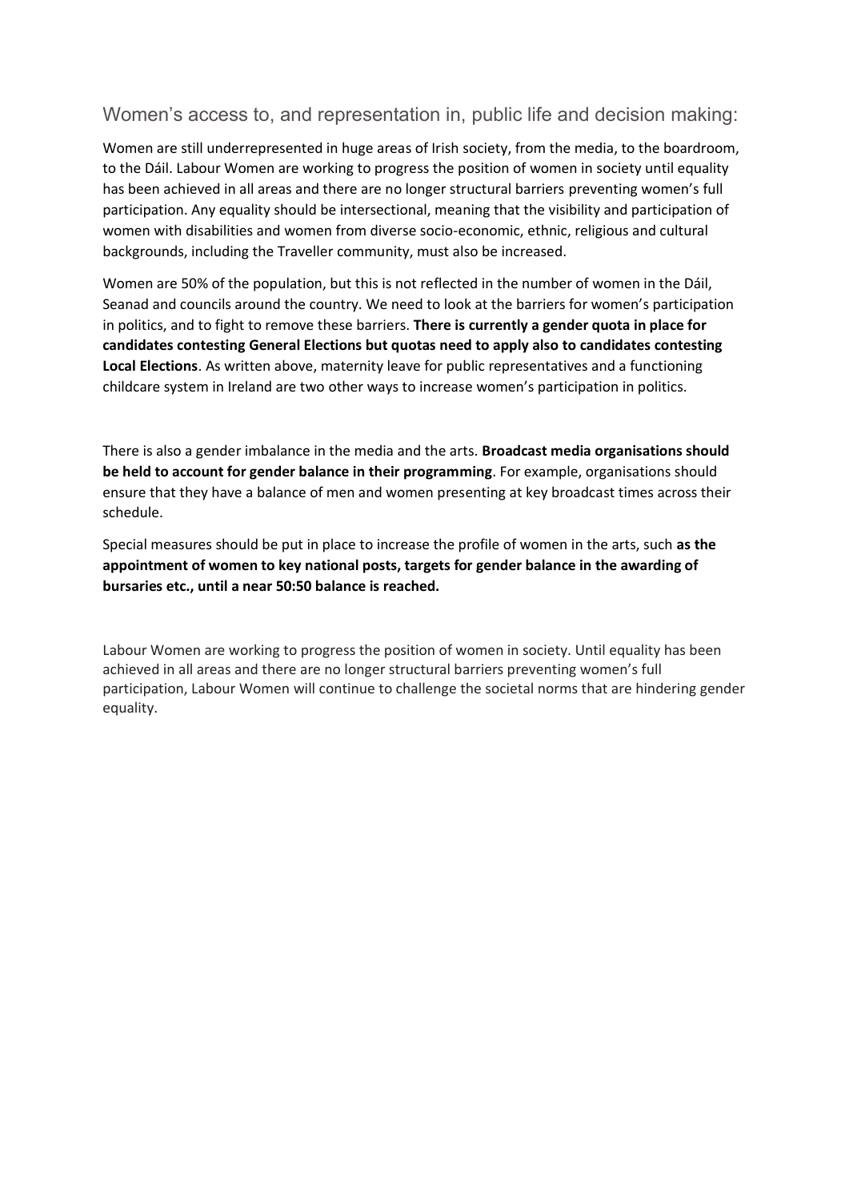## Women's access to, and representation in, public life and decision making:

Women are still underrepresented in huge areas of Irish society, from the media, to the boardroom, to the Dáil. Labour Women are working to progress the position of women in society until equality has been achieved in all areas and there are no longer structural barriers preventing women's full participation. Any equality should be intersectional, meaning that the visibility and participation of women with disabilities and women from diverse socio-economic, ethnic, religious and cultural backgrounds, including the Traveller community, must also be increased.

Women are 50% of the population, but this is not reflected in the number of women in the Dáil, Seanad and councils around the country. We need to look at the barriers for women's participation in politics, and to fight to remove these barriers. **There is currently a gender quota in place for candidates contesting General Elections but quotas need to apply also to candidates contesting Local Elections**. As written above, maternity leave for public representatives and a functioning childcare system in Ireland are two other ways to increase women's participation in politics.

There is also a gender imbalance in the media and the arts. **Broadcast media organisations should be held to account for gender balance in their programming**. For example, organisations should ensure that they have a balance of men and women presenting at key broadcast times across their schedule.

Special measures should be put in place to increase the profile of women in the arts, such **as the appointment of women to key national posts, targets for gender balance in the awarding of bursaries etc., until a near 50:50 balance is reached.**

Labour Women are working to progress the position of women in society. Until equality has been achieved in all areas and there are no longer structural barriers preventing women's full participation, Labour Women will continue to challenge the societal norms that are hindering gender equality.